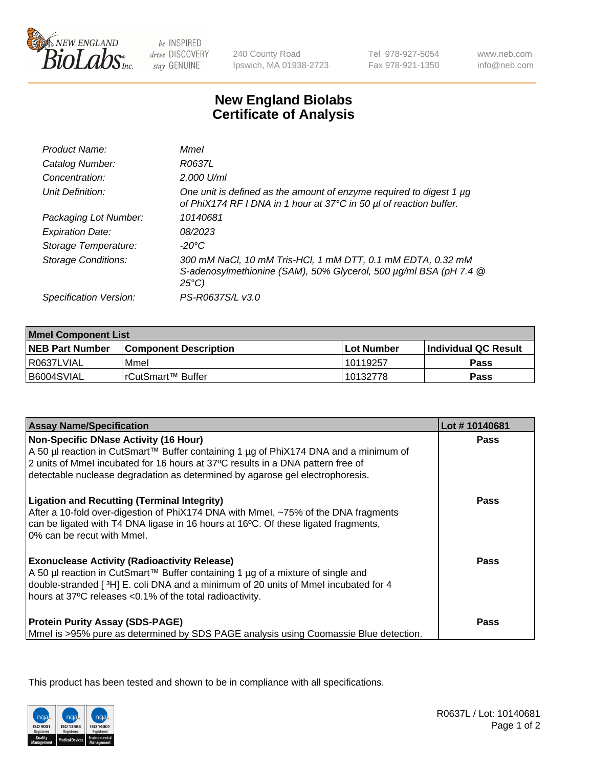# New England Biolabs Certificate of Analysis

| | |
|---|---|
| *Product Name:* | *MmeI* |
| *Catalog Number:* | *R0637L* |
| *Concentration:* | *2,000 U/ml* |
| *Unit Definition:* | *One unit is defined as the amount of enzyme required to digest 1 µg of PhiX174 RF I DNA in 1 hour at 37°C in 50 µl of reaction buffer.* |
| *Packaging Lot Number:* | *10140681* |
| *Expiration Date:* | *08/2023* |
| *Storage Temperature:* | *-20°C* |
| *Storage Conditions:* | *300 mM NaCl, 10 mM Tris-HCl, 1 mM DTT, 0.1 mM EDTA, 0.32 mM S-adenosylmethionine (SAM), 50% Glycerol, 500 µg/ml BSA (pH 7.4 @ 25°C)* |
| *Specification Version:* | *PS-R0637S/L v3.0* |

| MmeI Component List | | | |
|---|---|---|---|
| **NEB Part Number** | **Component Description** | **Lot Number** | **Individual QC Result** |
| R0637LVIAL | MmeI | 10119257 | Pass |
| B6004SVIAL | rCutSmart™ Buffer | 10132778 | Pass |

| Assay Name/Specification | Lot # 10140681 |
|---|---|
| **Non-Specific DNase Activity (16 Hour)**<br>A 50 µl reaction in CutSmart™ Buffer containing 1 µg of PhiX174 DNA and a minimum of 2 units of MmeI incubated for 16 hours at 37ºC results in a DNA pattern free of detectable nuclease degradation as determined by agarose gel electrophoresis. | Pass |
| **Ligation and Recutting (Terminal Integrity)**<br>After a 10-fold over-digestion of PhiX174 DNA with MmeI, ~75% of the DNA fragments can be ligated with T4 DNA ligase in 16 hours at 16ºC. Of these ligated fragments, 0% can be recut with MmeI. | Pass |
| **Exonuclease Activity (Radioactivity Release)**<br>A 50 µl reaction in CutSmart™ Buffer containing 1 µg of a mixture of single and double-stranded [ $^{3}$H] E. coli DNA and a minimum of 20 units of MmeI incubated for 4 hours at 37ºC releases <0.1% of the total radioactivity. | Pass |
| **Protein Purity Assay (SDS-PAGE)**<br>MmeI is >95% pure as determined by SDS PAGE analysis using Coomassie Blue detection. | Pass |

This product has been tested and shown to be in compliance with all specifications.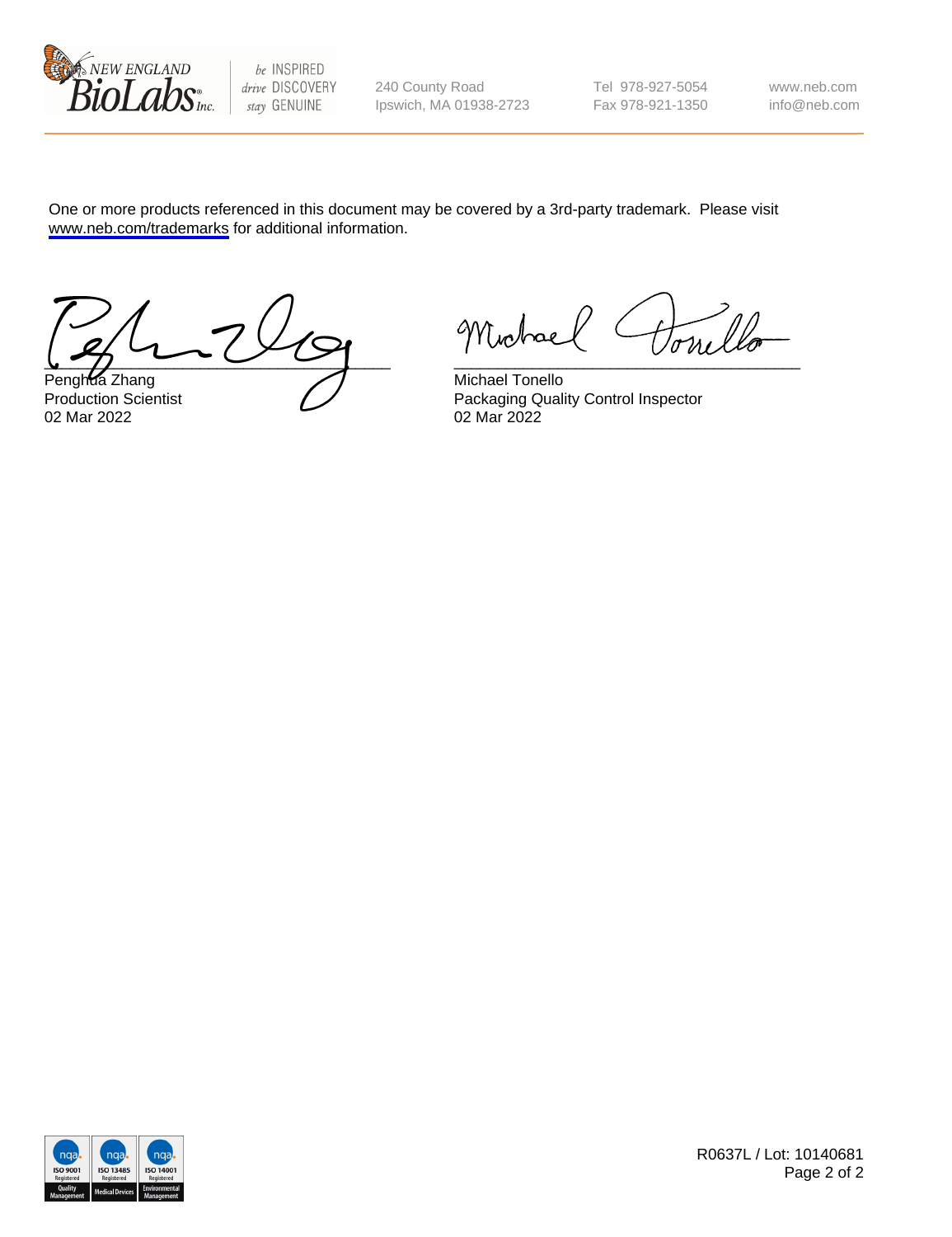One or more products referenced in this document may be covered by a 3rd-party trademark. Please visit www.neb.com/trademarks for additional information.

Penghua Zhang
Production Scientist
02 Mar 2022

Michael Tonello
Packaging Quality Control Inspector
02 Mar 2022

R0637L / Lot: 10140681